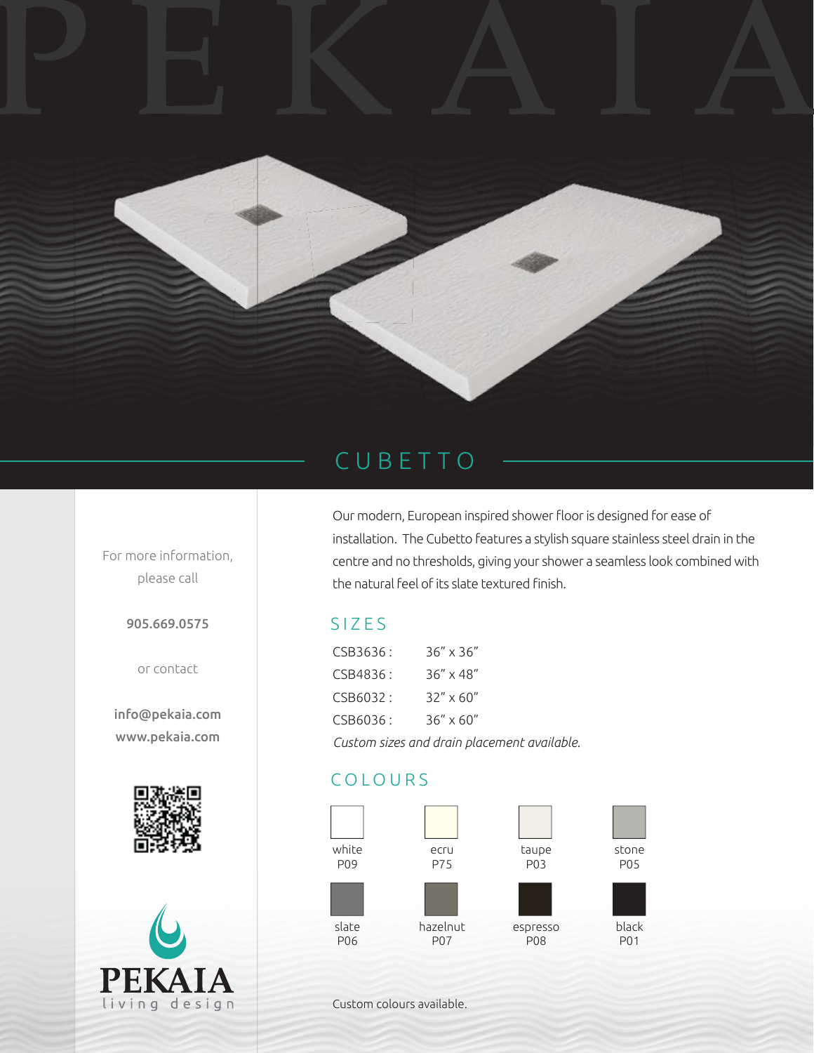# PEKAIA

## CUBETTO

Our modern, European inspired shower floor is designed for ease of installation. The Cubetto features a stylish square stainless steel drain in the centre and no thresholds, giving your shower a seamless look combined with the natural feel of its slate textured finish.

### SIZES

| | |
|---|---|
| CSB3636 : | 36" x 36" |
| CSB4836 : | 36" x 48" |
| CSB6032 : | 32" x 60" |
| CSB6036 : | 36" x 60" |

*Custom sizes and drain placement available.*

### COLOURS

| | | | |
|---|---|---|---|
| white P09 | ecru P75 | taupe P03 | stone P05 |
| slate P06 | hazelnut P07 | espresso P08 | black P01 |

Custom colours available.

For more information, please call

**905.669.0575**

or contact

**info@pekaia.com**
**www.pekaia.com**

PEKAIA
living design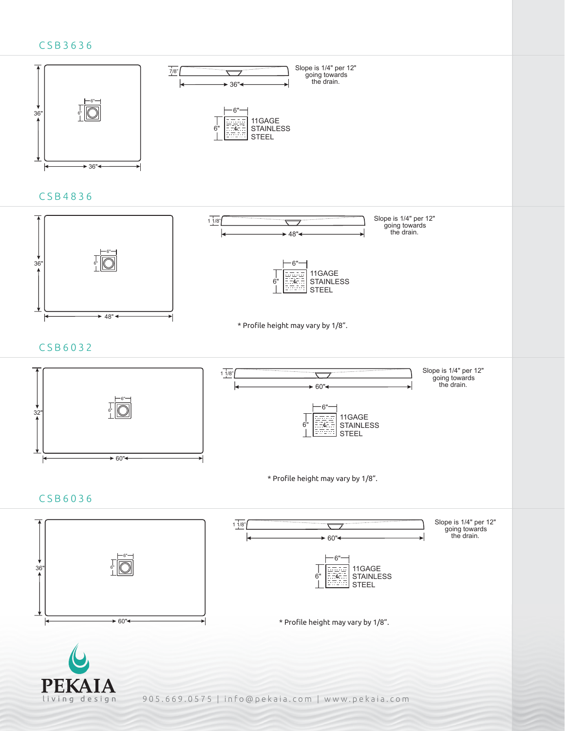## CSB3636

36"

6"

6"

36"

7/8"

36"

Slope is 1/4" per 12" going towards the drain.

6"

6"

11GAGE STAINLESS STEEL

## CSB4836

36"

6"

6"

48"

1 1/8"

48"

Slope is 1/4" per 12" going towards the drain.

6"

6"

11GAGE STAINLESS STEEL

* Profile height may vary by 1/8".

## CSB6032

32"

6"

6"

60"

1 1/8"

60"

Slope is 1/4" per 12" going towards the drain.

6"

6"

11GAGE STAINLESS STEEL

* Profile height may vary by 1/8".

## CSB6036

36"

6"

6"

60"

1 1/8"

60"

Slope is 1/4" per 12" going towards the drain.

6"

6"

11GAGE STAINLESS STEEL

* Profile height may vary by 1/8".

PEKAIA living design

905.669.0575 | info@pekaia.com | www.pekaia.com